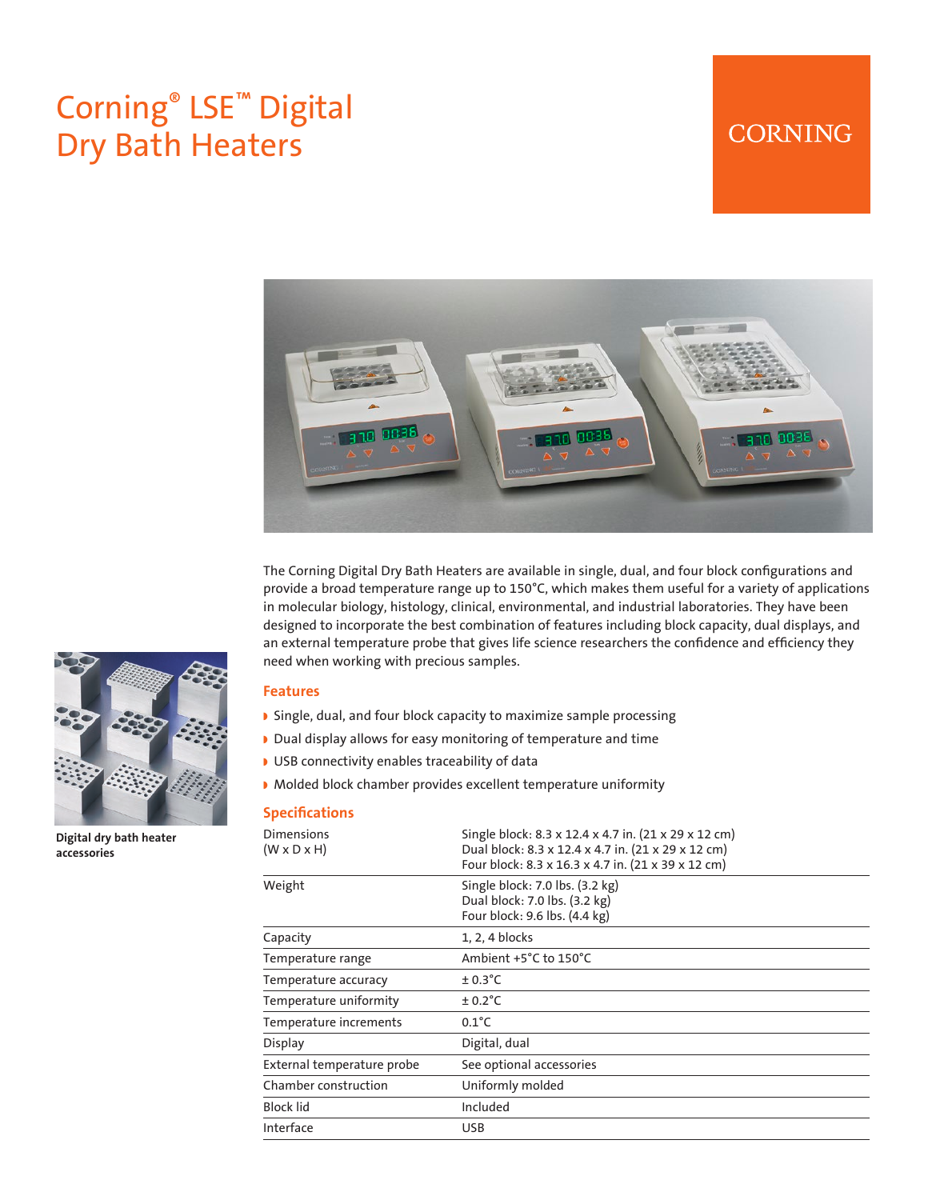# Corning® LSE™ Digital Dry Bath Heaters

CORNING

The Corning Digital Dry Bath Heaters are available in single, dual, and four block configurations and provide a broad temperature range up to 150°C, which makes them useful for a variety of applications in molecular biology, histology, clinical, environmental, and industrial laboratories. They have been designed to incorporate the best combination of features including block capacity, dual displays, and an external temperature probe that gives life science researchers the confidence and efficiency they need when working with precious samples.

**Digital dry bath heater accessories**

## Features

- Single, dual, and four block capacity to maximize sample processing
- Dual display allows for easy monitoring of temperature and time
- USB connectivity enables traceability of data
- Molded block chamber provides excellent temperature uniformity

## Specifications

| | |
|---|---|
| Dimensions (W x D x H) | Single block: 8.3 x 12.4 x 4.7 in. (21 x 29 x 12 cm)<br>Dual block: 8.3 x 12.4 x 4.7 in. (21 x 29 x 12 cm)<br>Four block: 8.3 x 16.3 x 4.7 in. (21 x 39 x 12 cm) |
| Weight | Single block: 7.0 lbs. (3.2 kg)<br>Dual block: 7.0 lbs. (3.2 kg)<br>Four block: 9.6 lbs. (4.4 kg) |
| Capacity | 1, 2, 4 blocks |
| Temperature range | Ambient +5°C to 150°C |
| Temperature accuracy | ± 0.3°C |
| Temperature uniformity | ± 0.2°C |
| Temperature increments | 0.1°C |
| Display | Digital, dual |
| External temperature probe | See optional accessories |
| Chamber construction | Uniformly molded |
| Block lid | Included |
| Interface | USB |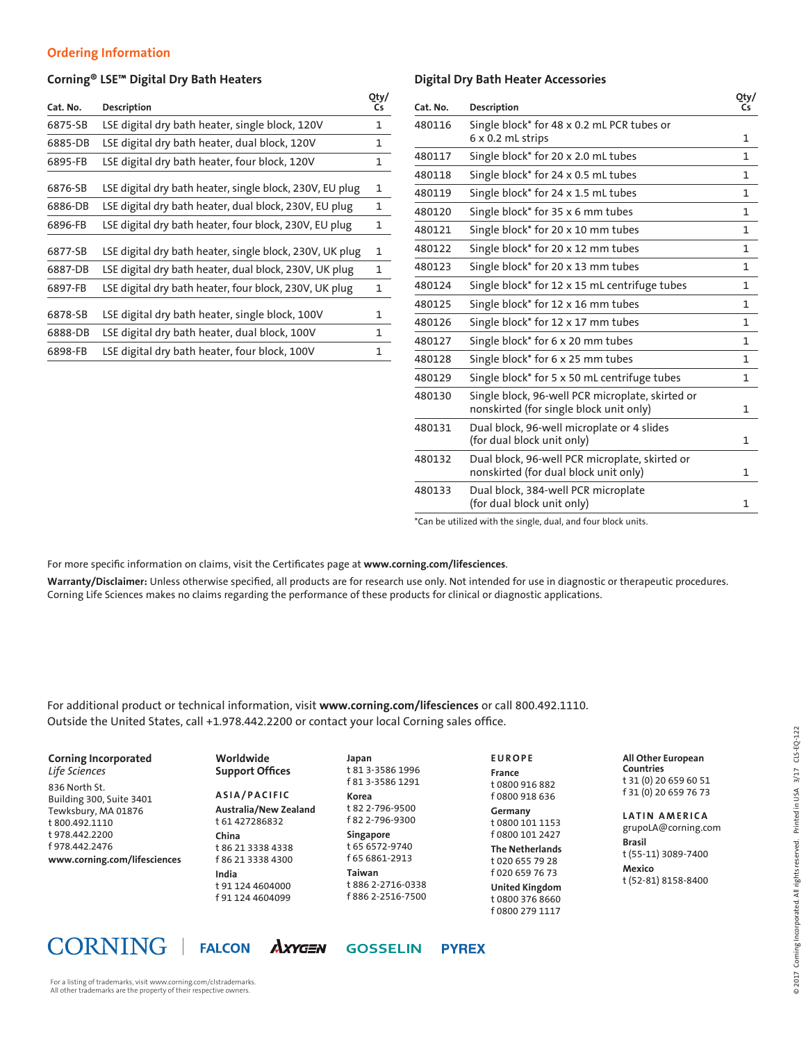## Ordering Information

### Corning® LSE™ Digital Dry Bath Heaters

| Cat. No. | Description | Qty/ Cs |
|---|---|---|
| 6875-SB | LSE digital dry bath heater, single block, 120V | 1 |
| 6885-DB | LSE digital dry bath heater, dual block, 120V | 1 |
| 6895-FB | LSE digital dry bath heater, four block, 120V | 1 |
| 6876-SB | LSE digital dry bath heater, single block, 230V, EU plug | 1 |
| 6886-DB | LSE digital dry bath heater, dual block, 230V, EU plug | 1 |
| 6896-FB | LSE digital dry bath heater, four block, 230V, EU plug | 1 |
| 6877-SB | LSE digital dry bath heater, single block, 230V, UK plug | 1 |
| 6887-DB | LSE digital dry bath heater, dual block, 230V, UK plug | 1 |
| 6897-FB | LSE digital dry bath heater, four block, 230V, UK plug | 1 |
| 6878-SB | LSE digital dry bath heater, single block, 100V | 1 |
| 6888-DB | LSE digital dry bath heater, dual block, 100V | 1 |
| 6898-FB | LSE digital dry bath heater, four block, 100V | 1 |

### Digital Dry Bath Heater Accessories

| Cat. No. | Description | Qty/ Cs |
|---|---|---|
| 480116 | Single block* for 48 x 0.2 mL PCR tubes or 6 x 0.2 mL strips | 1 |
| 480117 | Single block* for 20 x 2.0 mL tubes | 1 |
| 480118 | Single block* for 24 x 0.5 mL tubes | 1 |
| 480119 | Single block* for 24 x 1.5 mL tubes | 1 |
| 480120 | Single block* for 35 x 6 mm tubes | 1 |
| 480121 | Single block* for 20 x 10 mm tubes | 1 |
| 480122 | Single block* for 20 x 12 mm tubes | 1 |
| 480123 | Single block* for 20 x 13 mm tubes | 1 |
| 480124 | Single block* for 12 x 15 mL centrifuge tubes | 1 |
| 480125 | Single block* for 12 x 16 mm tubes | 1 |
| 480126 | Single block* for 12 x 17 mm tubes | 1 |
| 480127 | Single block* for 6 x 20 mm tubes | 1 |
| 480128 | Single block* for 6 x 25 mm tubes | 1 |
| 480129 | Single block* for 5 x 50 mL centrifuge tubes | 1 |
| 480130 | Single block, 96-well PCR microplate, skirted or nonskirted (for single block unit only) | 1 |
| 480131 | Dual block, 96-well microplate or 4 slides (for dual block unit only) | 1 |
| 480132 | Dual block, 96-well PCR microplate, skirted or nonskirted (for dual block unit only) | 1 |
| 480133 | Dual block, 384-well PCR microplate (for dual block unit only) | 1 |

*Can be utilized with the single, dual, and four block units.

For more specific information on claims, visit the Certificates page at **www.corning.com/lifesciences**.

**Warranty/Disclaimer:** Unless otherwise specified, all products are for research use only. Not intended for use in diagnostic or therapeutic procedures. Corning Life Sciences makes no claims regarding the performance of these products for clinical or diagnostic applications.

For additional product or technical information, visit **www.corning.com/lifesciences** or call 800.492.1110. Outside the United States, call +1.978.442.2200 or contact your local Corning sales office.

**Corning Incorporated**
*Life Sciences*
836 North St.
Building 300, Suite 3401
Tewksbury, MA 01876
t 800.492.1110
t 978.442.2200
f 978.442.2476
**www.corning.com/lifesciences**

**Worldwide Support Offices**

**ASIA/PACIFIC**

**Australia/New Zealand**
t 61 427286832

**China**
t 86 21 3338 4338
f 86 21 3338 4300

**India**
t 91 124 4604000
f 91 124 4604099

**Japan**
t 81 3-3586 1996
f 81 3-3586 1291

**Korea**
t 82 2-796-9500
f 82 2-796-9300

**Singapore**
t 65 6572-9740
f 65 6861-2913

**Taiwan**
t 886 2-2716-0338
f 886 2-2516-7500

**EUROPE**

**France**
t 0800 916 882
f 0800 918 636

**Germany**
t 0800 101 1153
f 0800 101 2427

**The Netherlands**
t 020 655 79 28
f 020 659 76 73

**United Kingdom**
t 0800 376 8660
f 0800 279 1117

**All Other European Countries**
t 31 (0) 20 659 60 51
f 31 (0) 20 659 76 73

**LATIN AMERICA**
grupoLA@corning.com

**Brasil**
t (55-11) 3089-7400

**Mexico**
t (52-81) 8158-8400

CORNING | FALCON AXYGEN GOSSELIN PYREX

For a listing of trademarks, visit www.corning.com/clstrademarks.
All other trademarks are the property of their respective owners.

© 2017 Corning Incorporated. All rights reserved. Printed in USA 3/17 CLS-EQ-122